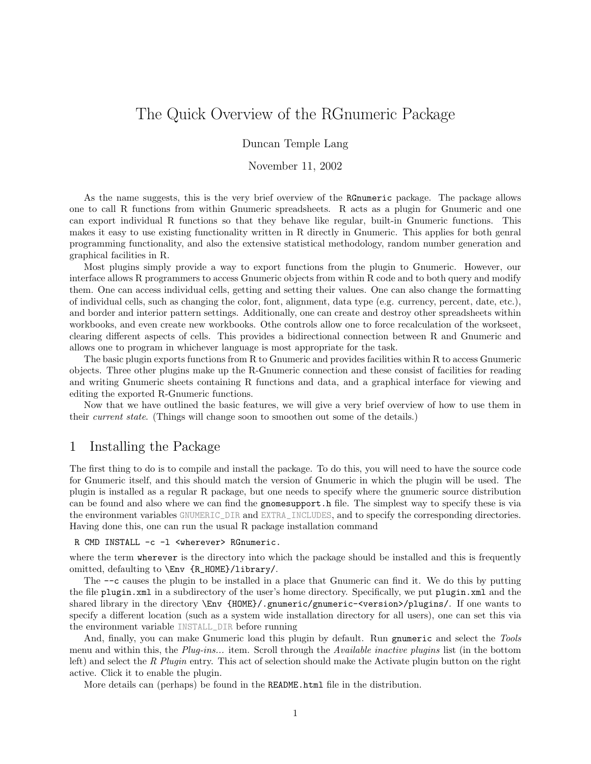# The Quick Overview of the RGnumeric Package

Duncan Temple Lang

November 11, 2002

As the name suggests, this is the very brief overview of the `RGnumeric` package. The package allows one to call R functions from within Gnumeric spreadsheets. R acts as a plugin for Gnumeric and one can export individual R functions so that they behave like regular, built-in Gnumeric functions. This makes it easy to use existing functionality written in R directly in Gnumeric. This applies for both genral programming functionality, and also the extensive statistical methodology, random number generation and graphical facilities in R.

Most plugins simply provide a way to export functions from the plugin to Gnumeric. However, our interface allows R programmers to access Gnumeric objects from within R code and to both query and modify them. One can access individual cells, getting and setting their values. One can also change the formatting of individual cells, such as changing the color, font, alignment, data type (e.g. currency, percent, date, etc.), and border and interior pattern settings. Additionally, one can create and destroy other spreadsheets within workbooks, and even create new workbooks. Othe controls allow one to force recalculation of the workseet, clearing different aspects of cells. This provides a bidirectional connection between R and Gnumeric and allows one to program in whichever language is most appropriate for the task.

The basic plugin exports functions from R to Gnumeric and provides facilities within R to access Gnumeric objects. Three other plugins make up the R-Gnumeric connection and these consist of facilities for reading and writing Gnumeric sheets containing R functions and data, and a graphical interface for viewing and editing the exported R-Gnumeric functions.

Now that we have outlined the basic features, we will give a very brief overview of how to use them in their *current state*. (Things will change soon to smoothen out some of the details.)

## 1 Installing the Package

The first thing to do is to compile and install the package. To do this, you will need to have the source code for Gnumeric itself, and this should match the version of Gnumeric in which the plugin will be used. The plugin is installed as a regular R package, but one needs to specify where the gnumeric source distribution can be found and also where we can find the `gnomesupport.h` file. The simplest way to specify these is via the environment variables GNUMERIC_DIR and EXTRA_INCLUDES, and to specify the corresponding directories. Having done this, one can run the usual R package installation command

```
R CMD INSTALL -c -l <wherever> RGnumeric.
```

where the term `wherever` is the directory into which the package should be installed and this is frequently omitted, defaulting to `\Env {R_HOME}/library/`.

The `--c` causes the plugin to be installed in a place that Gnumeric can find it. We do this by putting the file `plugin.xml` in a subdirectory of the user's home directory. Specifically, we put `plugin.xml` and the shared library in the directory `\Env {HOME}/.gnumeric/gnumeric-<version>/plugins/`. If one wants to specify a different location (such as a system wide installation directory for all users), one can set this via the environment variable INSTALL_DIR before running

And, finally, you can make Gnumeric load this plugin by default. Run `gnumeric` and select the *Tools* menu and within this, the *Plug-ins...* item. Scroll through the *Available inactive plugins* list (in the bottom left) and select the *R Plugin* entry. This act of selection should make the Activate plugin button on the right active. Click it to enable the plugin.

More details can (perhaps) be found in the `README.html` file in the distribution.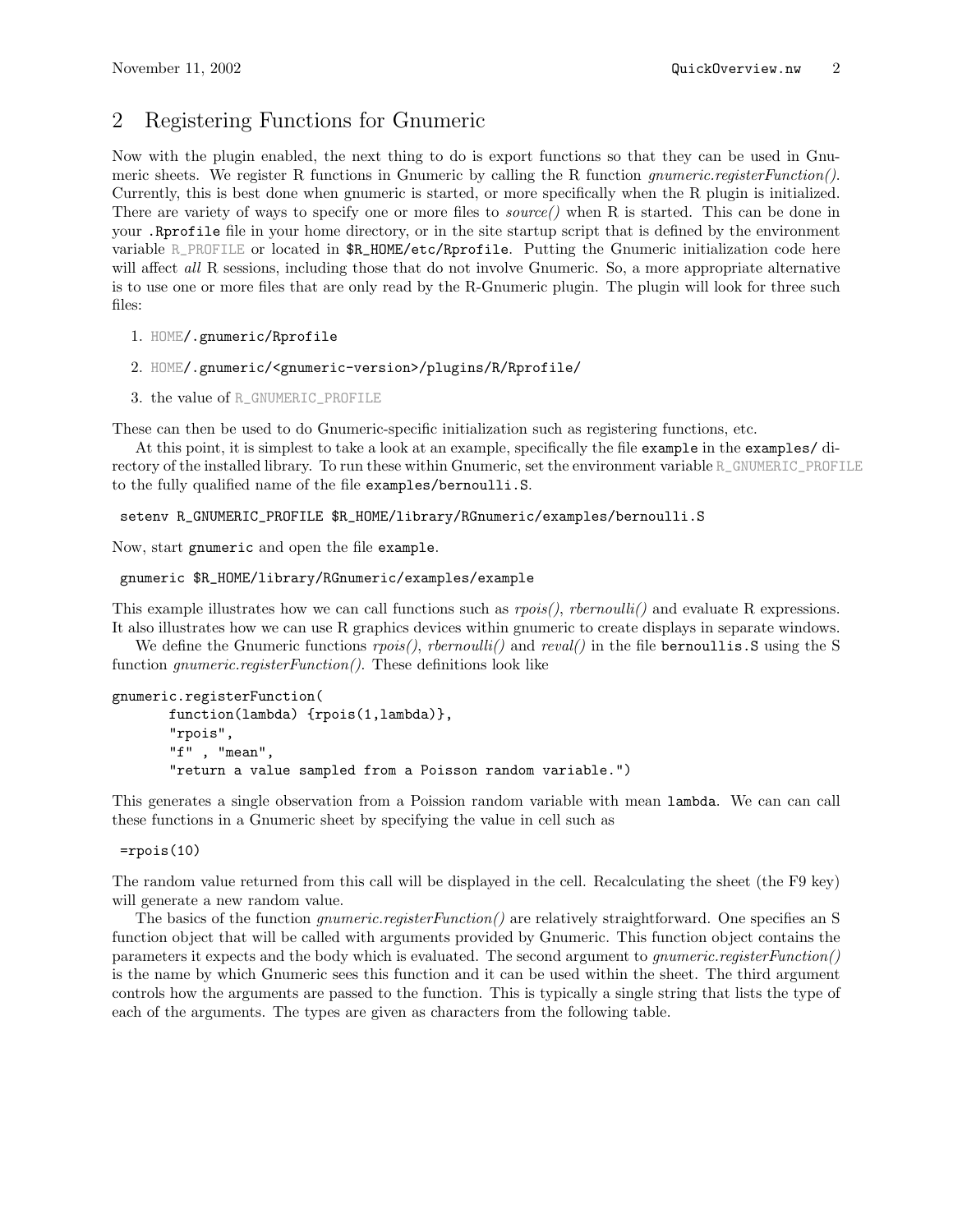## 2 Registering Functions for Gnumeric

Now with the plugin enabled, the next thing to do is export functions so that they can be used in Gnumeric sheets. We register R functions in Gnumeric by calling the R function *gnumeric.registerFunction()*. Currently, this is best done when gnumeric is started, or more specifically when the R plugin is initialized. There are variety of ways to specify one or more files to *source()* when R is started. This can be done in your `.Rprofile` file in your home directory, or in the site startup script that is defined by the environment variable R_PROFILE or located in `$R_HOME/etc/Rprofile`. Putting the Gnumeric initialization code here will affect *all* R sessions, including those that do not involve Gnumeric. So, a more appropriate alternative is to use one or more files that are only read by the R-Gnumeric plugin. The plugin will look for three such files:

1. HOME`/.gnumeric/Rprofile`
2. HOME`/.gnumeric/<gnumeric-version>/plugins/R/Rprofile/`
3. the value of R_GNUMERIC_PROFILE

These can then be used to do Gnumeric-specific initialization such as registering functions, etc.

At this point, it is simplest to take a look at an example, specifically the file `example` in the `examples/` directory of the installed library. To run these within Gnumeric, set the environment variable R_GNUMERIC_PROFILE to the fully qualified name of the file `examples/bernoulli.S`.

```
setenv R_GNUMERIC_PROFILE $R_HOME/library/RGnumeric/examples/bernoulli.S
```

Now, start `gnumeric` and open the file `example`.

```
gnumeric $R_HOME/library/RGnumeric/examples/example
```

This example illustrates how we can call functions such as *rpois()*, *rbernoulli()* and evaluate R expressions. It also illustrates how we can use R graphics devices within gnumeric to create displays in separate windows.

We define the Gnumeric functions *rpois()*, *rbernoulli()* and *reval()* in the file `bernoullis.S` using the S function *gnumeric.registerFunction()*. These definitions look like

```
gnumeric.registerFunction(
       function(lambda) {rpois(1,lambda)},
       "rpois",
       "f" , "mean",
       "return a value sampled from a Poisson random variable.")
```

This generates a single observation from a Poission random variable with mean `lambda`. We can can call these functions in a Gnumeric sheet by specifying the value in cell such as

```
=rpois(10)
```

The random value returned from this call will be displayed in the cell. Recalculating the sheet (the F9 key) will generate a new random value.

The basics of the function *gnumeric.registerFunction()* are relatively straightforward. One specifies an S function object that will be called with arguments provided by Gnumeric. This function object contains the parameters it expects and the body which is evaluated. The second argument to *gnumeric.registerFunction()* is the name by which Gnumeric sees this function and it can be used within the sheet. The third argument controls how the arguments are passed to the function. This is typically a single string that lists the type of each of the arguments. The types are given as characters from the following table.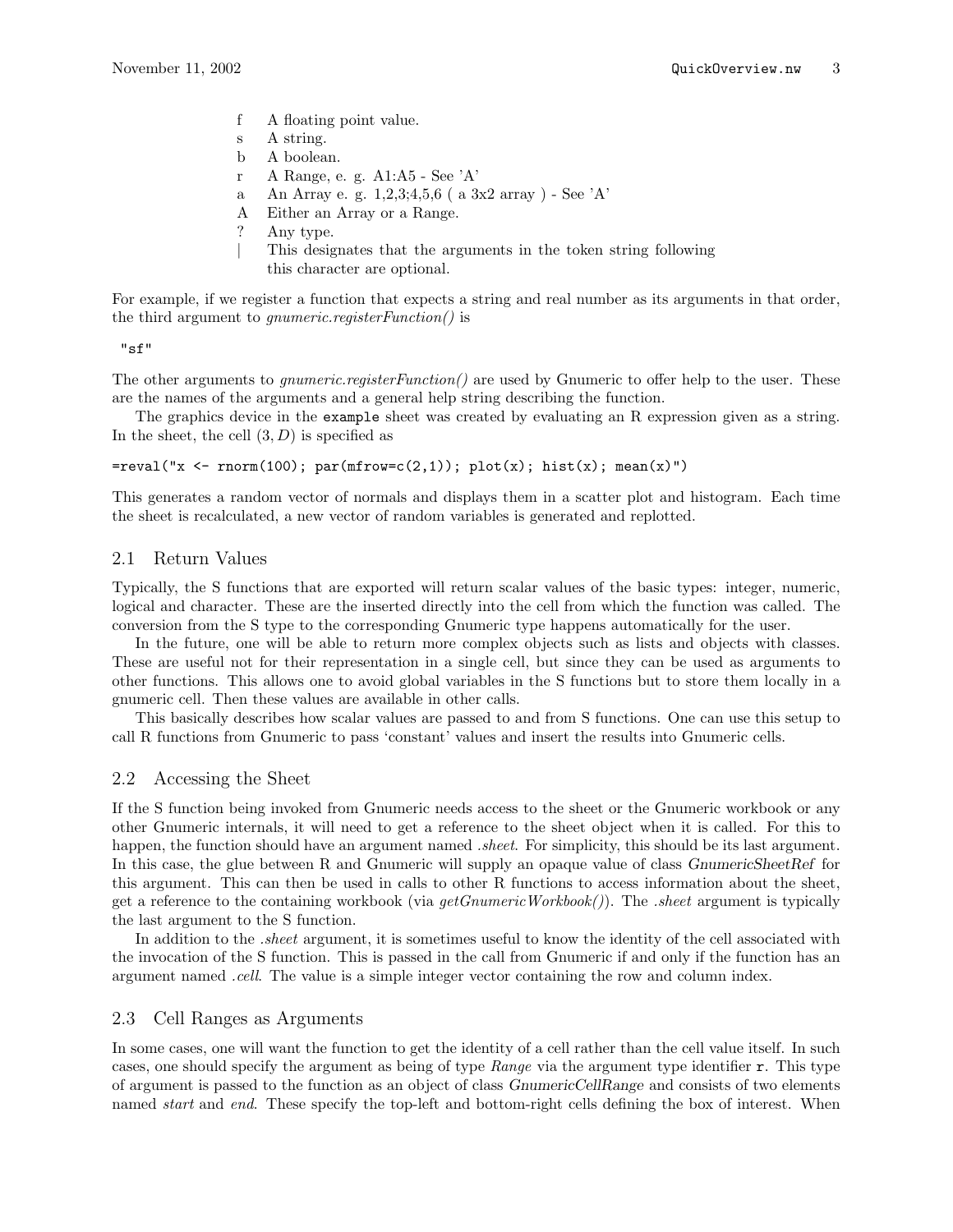- f A floating point value.
- s A string.
- b A boolean.
- r A Range, e. g. A1:A5 - See 'A'
- a An Array e. g. 1,2,3;4,5,6 ( a 3x2 array ) - See 'A'
- A Either an Array or a Range.
- ? Any type.
- | This designates that the arguments in the token string following this character are optional.

For example, if we register a function that expects a string and real number as its arguments in that order, the third argument to *gnumeric.registerFunction()* is

```
"sf"
```

The other arguments to *gnumeric.registerFunction()* are used by Gnumeric to offer help to the user. These are the names of the arguments and a general help string describing the function.

The graphics device in the `example` sheet was created by evaluating an R expression given as a string. In the sheet, the cell $(3, D)$ is specified as

```
=reval("x <- rnorm(100); par(mfrow=c(2,1)); plot(x); hist(x); mean(x)")
```

This generates a random vector of normals and displays them in a scatter plot and histogram. Each time the sheet is recalculated, a new vector of random variables is generated and replotted.

## 2.1 Return Values

Typically, the S functions that are exported will return scalar values of the basic types: integer, numeric, logical and character. These are the inserted directly into the cell from which the function was called. The conversion from the S type to the corresponding Gnumeric type happens automatically for the user.

In the future, one will be able to return more complex objects such as lists and objects with classes. These are useful not for their representation in a single cell, but since they can be used as arguments to other functions. This allows one to avoid global variables in the S functions but to store them locally in a gnumeric cell. Then these values are available in other calls.

This basically describes how scalar values are passed to and from S functions. One can use this setup to call R functions from Gnumeric to pass 'constant' values and insert the results into Gnumeric cells.

## 2.2 Accessing the Sheet

If the S function being invoked from Gnumeric needs access to the sheet or the Gnumeric workbook or any other Gnumeric internals, it will need to get a reference to the sheet object when it is called. For this to happen, the function should have an argument named *.sheet*. For simplicity, this should be its last argument. In this case, the glue between R and Gnumeric will supply an opaque value of class *GnumericSheetRef* for this argument. This can then be used in calls to other R functions to access information about the sheet, get a reference to the containing workbook (via *getGnumericWorkbook()*). The *.sheet* argument is typically the last argument to the S function.

In addition to the *.sheet* argument, it is sometimes useful to know the identity of the cell associated with the invocation of the S function. This is passed in the call from Gnumeric if and only if the function has an argument named *.cell*. The value is a simple integer vector containing the row and column index.

## 2.3 Cell Ranges as Arguments

In some cases, one will want the function to get the identity of a cell rather than the cell value itself. In such cases, one should specify the argument as being of type *Range* via the argument type identifier `r`. This type of argument is passed to the function as an object of class *GnumericCellRange* and consists of two elements named *start* and *end*. These specify the top-left and bottom-right cells defining the box of interest. When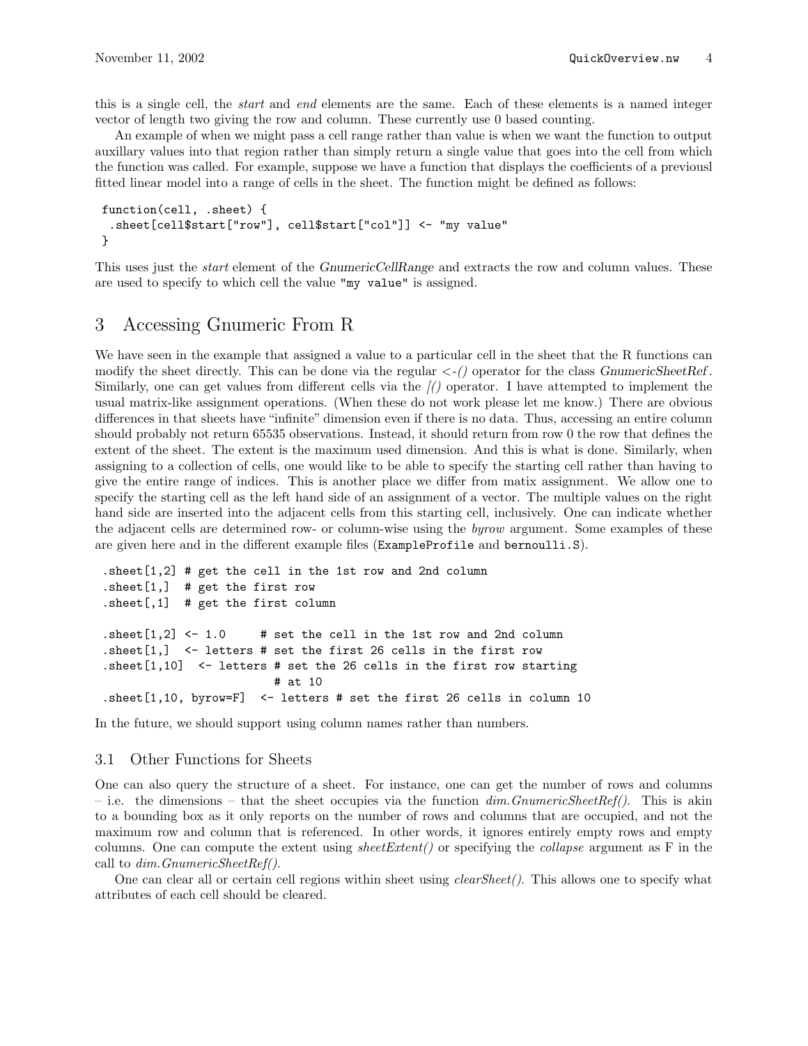this is a single cell, the *start* and *end* elements are the same. Each of these elements is a named integer vector of length two giving the row and column. These currently use 0 based counting.

An example of when we might pass a cell range rather than value is when we want the function to output auxillary values into that region rather than simply return a single value that goes into the cell from which the function was called. For example, suppose we have a function that displays the coefficients of a previousl fitted linear model into a range of cells in the sheet. The function might be defined as follows:

```
function(cell, .sheet) {
 .sheet[cell$start["row"], cell$start["col"]] <- "my value"
}
```

This uses just the *start* element of the *GnumericCellRange* and extracts the row and column values. These are used to specify to which cell the value `"my value"` is assigned.

# 3 Accessing Gnumeric From R

We have seen in the example that assigned a value to a particular cell in the sheet that the R functions can modify the sheet directly. This can be done via the regular *<-()* operator for the class *GnumericSheetRef*. Similarly, one can get values from different cells via the *[()* operator. I have attempted to implement the usual matrix-like assignment operations. (When these do not work please let me know.) There are obvious differences in that sheets have "infinite" dimension even if there is no data. Thus, accessing an entire column should probably not return 65535 observations. Instead, it should return from row 0 the row that defines the extent of the sheet. The extent is the maximum used dimension. And this is what is done. Similarly, when assigning to a collection of cells, one would like to be able to specify the starting cell rather than having to give the entire range of indices. This is another place we differ from matix assignment. We allow one to specify the starting cell as the left hand side of an assignment of a vector. The multiple values on the right hand side are inserted into the adjacent cells from this starting cell, inclusively. One can indicate whether the adjacent cells are determined row- or column-wise using the *byrow* argument. Some examples of these are given here and in the different example files (`ExampleProfile` and `bernoulli.S`).

```
.sheet[1,2] # get the cell in the 1st row and 2nd column
.sheet[1,]  # get the first row
.sheet[,1]  # get the first column

.sheet[1,2] <- 1.0     # set the cell in the 1st row and 2nd column
.sheet[1,]  <- letters # set the first 26 cells in the first row
.sheet[1,10]  <- letters # set the 26 cells in the first row starting
                         # at 10
.sheet[1,10, byrow=F]  <- letters # set the first 26 cells in column 10
```

In the future, we should support using column names rather than numbers.

## 3.1 Other Functions for Sheets

One can also query the structure of a sheet. For instance, one can get the number of rows and columns – i.e. the dimensions – that the sheet occupies via the function *dim.GnumericSheetRef()*. This is akin to a bounding box as it only reports on the number of rows and columns that are occupied, and not the maximum row and column that is referenced. In other words, it ignores entirely empty rows and empty columns. One can compute the extent using *sheetExtent()* or specifying the *collapse* argument as F in the call to *dim.GnumericSheetRef()*.

One can clear all or certain cell regions within sheet using *clearSheet()*. This allows one to specify what attributes of each cell should be cleared.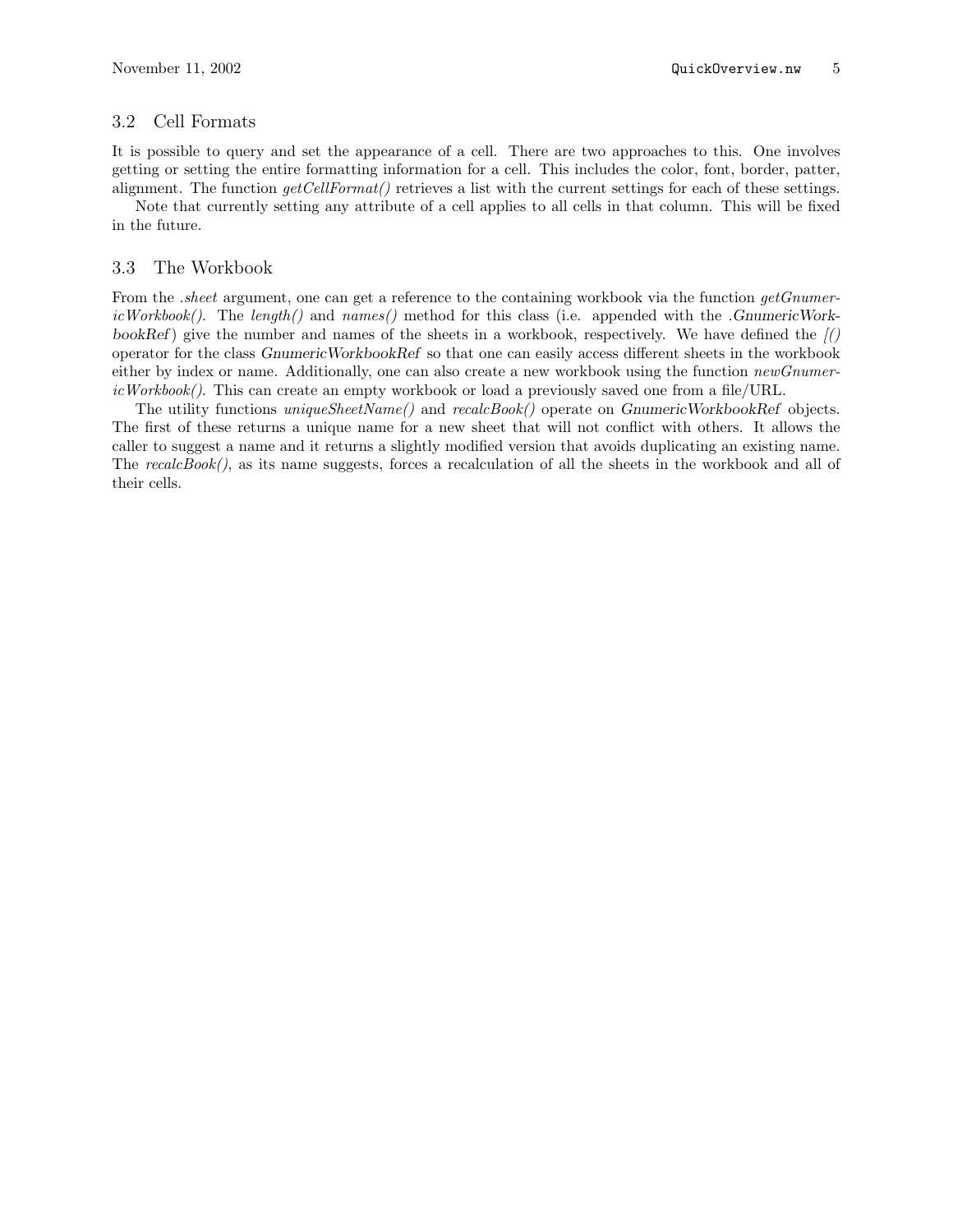## 3.2 Cell Formats

It is possible to query and set the appearance of a cell. There are two approaches to this. One involves getting or setting the entire formatting information for a cell. This includes the color, font, border, patter, alignment. The function *getCellFormat()* retrieves a list with the current settings for each of these settings.

Note that currently setting any attribute of a cell applies to all cells in that column. This will be fixed in the future.

## 3.3 The Workbook

From the *.sheet* argument, one can get a reference to the containing workbook via the function *getGnumericWorkbook()*. The *length()* and *names()* method for this class (i.e. appended with the *.GnumericWorkbookRef*) give the number and names of the sheets in a workbook, respectively. We have defined the *[()* operator for the class *GnumericWorkbookRef* so that one can easily access different sheets in the workbook either by index or name. Additionally, one can also create a new workbook using the function *newGnumericWorkbook()*. This can create an empty workbook or load a previously saved one from a file/URL.

The utility functions *uniqueSheetName()* and *recalcBook()* operate on *GnumericWorkbookRef* objects. The first of these returns a unique name for a new sheet that will not conflict with others. It allows the caller to suggest a name and it returns a slightly modified version that avoids duplicating an existing name. The *recalcBook()*, as its name suggests, forces a recalculation of all the sheets in the workbook and all of their cells.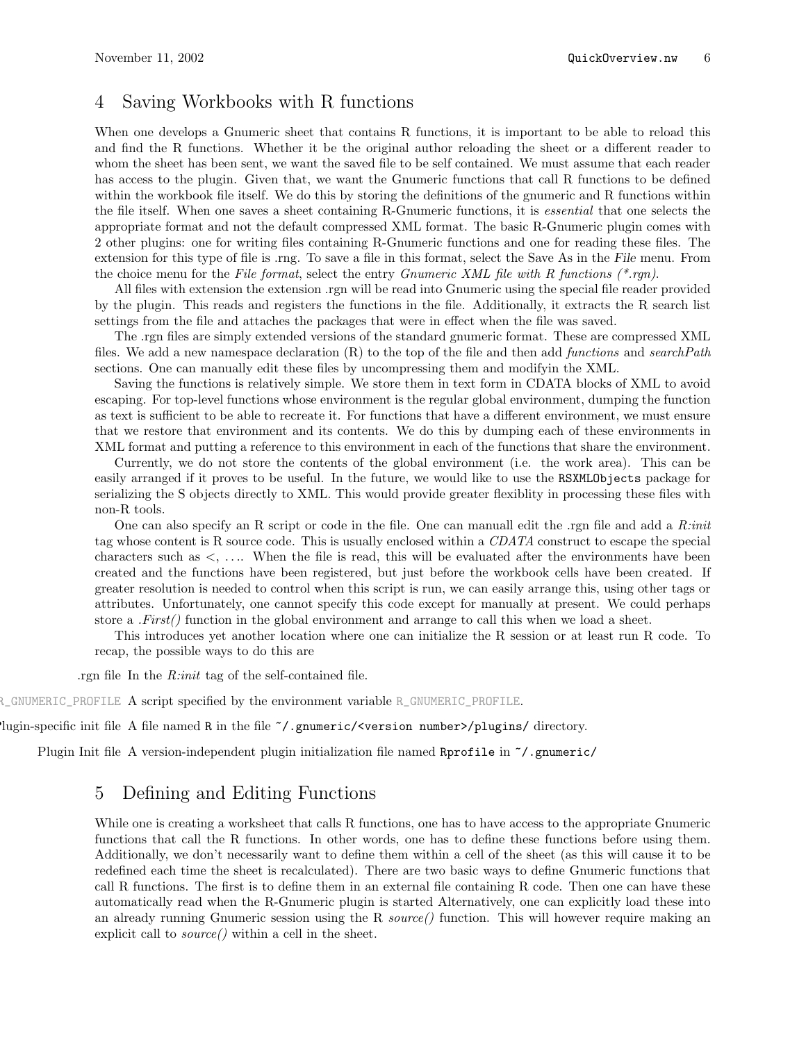## 4 Saving Workbooks with R functions

When one develops a Gnumeric sheet that contains R functions, it is important to be able to reload this and find the R functions. Whether it be the original author reloading the sheet or a different reader to whom the sheet has been sent, we want the saved file to be self contained. We must assume that each reader has access to the plugin. Given that, we want the Gnumeric functions that call R functions to be defined within the workbook file itself. We do this by storing the definitions of the gnumeric and R functions within the file itself. When one saves a sheet containing R-Gnumeric functions, it is *essential* that one selects the appropriate format and not the default compressed XML format. The basic R-Gnumeric plugin comes with 2 other plugins: one for writing files containing R-Gnumeric functions and one for reading these files. The extension for this type of file is .rng. To save a file in this format, select the Save As in the *File* menu. From the choice menu for the *File format*, select the entry *Gnumeric XML file with R functions (\*.rgn)*.

All files with extension the extension .rgn will be read into Gnumeric using the special file reader provided by the plugin. This reads and registers the functions in the file. Additionally, it extracts the R search list settings from the file and attaches the packages that were in effect when the file was saved.

The .rgn files are simply extended versions of the standard gnumeric format. These are compressed XML files. We add a new namespace declaration (R) to the top of the file and then add *functions* and *searchPath* sections. One can manually edit these files by uncompressing them and modifyin the XML.

Saving the functions is relatively simple. We store them in text form in CDATA blocks of XML to avoid escaping. For top-level functions whose environment is the regular global environment, dumping the function as text is sufficient to be able to recreate it. For functions that have a different environment, we must ensure that we restore that environment and its contents. We do this by dumping each of these environments in XML format and putting a reference to this environment in each of the functions that share the environment.

Currently, we do not store the contents of the global environment (i.e. the work area). This can be easily arranged if it proves to be useful. In the future, we would like to use the `RSXMLObjects` package for serializing the S objects directly to XML. This would provide greater flexiblity in processing these files with non-R tools.

One can also specify an R script or code in the file. One can manuall edit the .rgn file and add a *R:init* tag whose content is R source code. This is usually enclosed within a *CDATA* construct to escape the special characters such as <, .... When the file is read, this will be evaluated after the environments have been created and the functions have been registered, but just before the workbook cells have been created. If greater resolution is needed to control when this script is run, we can easily arrange this, using other tags or attributes. Unfortunately, one cannot specify this code except for manually at present. We could perhaps store a *.First()* function in the global environment and arrange to call this when we load a sheet.

This introduces yet another location where one can initialize the R session or at least run R code. To recap, the possible ways to do this are

- **.rgn file** In the *R:init* tag of the self-contained file.
- **`R_GNUMERIC_PROFILE`** A script specified by the environment variable `R_GNUMERIC_PROFILE`.
- **Plugin-specific init file** A file named `R` in the file `~/.gnumeric/<version number>/plugins/` directory.
- **Plugin Init file** A version-independent plugin initialization file named `Rprofile` in `~/.gnumeric/`

## 5 Defining and Editing Functions

While one is creating a worksheet that calls R functions, one has to have access to the appropriate Gnumeric functions that call the R functions. In other words, one has to define these functions before using them. Additionally, we don't necessarily want to define them within a cell of the sheet (as this will cause it to be redefined each time the sheet is recalculated). There are two basic ways to define Gnumeric functions that call R functions. The first is to define them in an external file containing R code. Then one can have these automatically read when the R-Gnumeric plugin is started Alternatively, one can explicitly load these into an already running Gnumeric session using the R *source()* function. This will however require making an explicit call to *source()* within a cell in the sheet.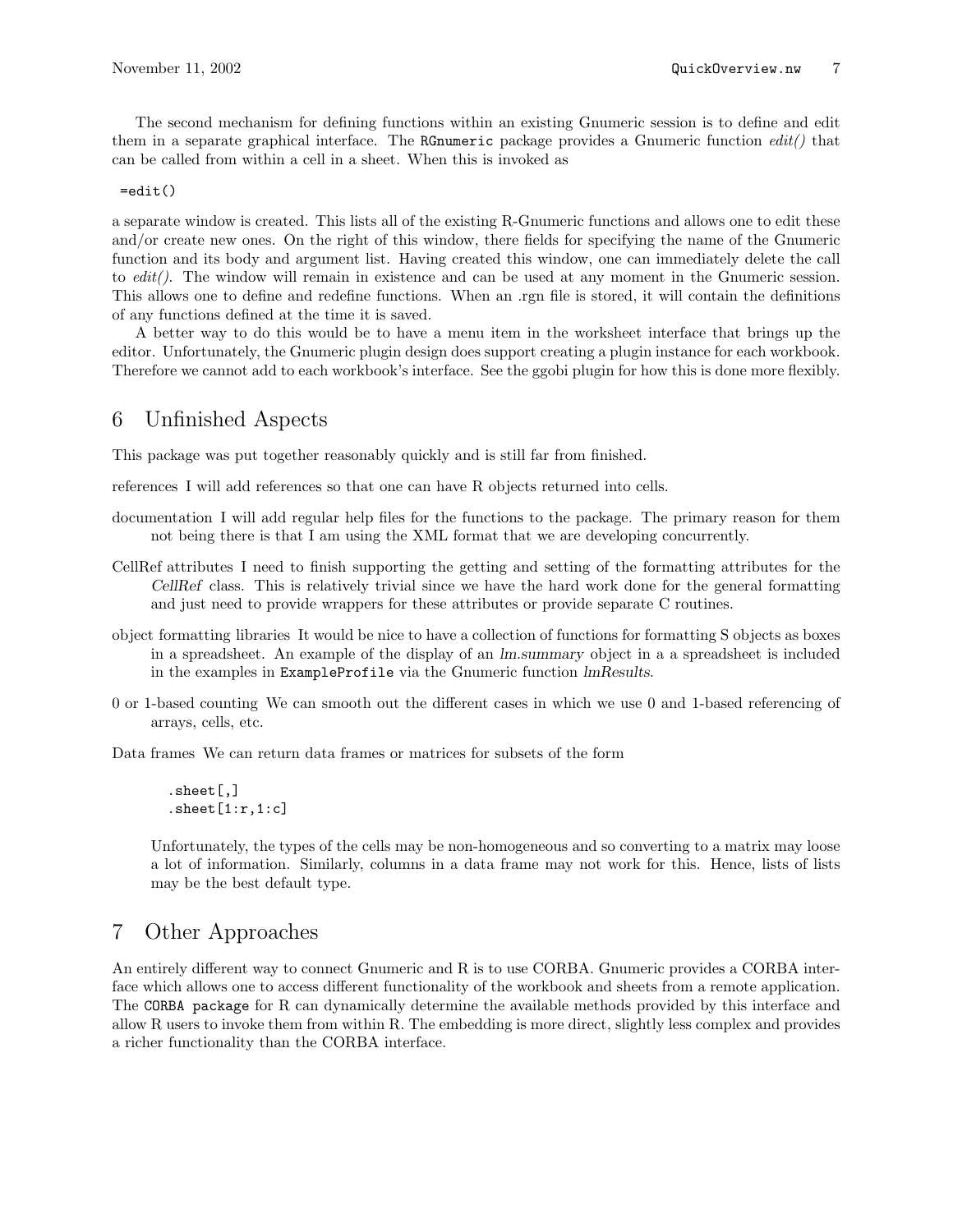The second mechanism for defining functions within an existing Gnumeric session is to define and edit them in a separate graphical interface. The `RGnumeric` package provides a Gnumeric function *edit()* that can be called from within a cell in a sheet. When this is invoked as

```
=edit()
```

a separate window is created. This lists all of the existing R-Gnumeric functions and allows one to edit these and/or create new ones. On the right of this window, there fields for specifying the name of the Gnumeric function and its body and argument list. Having created this window, one can immediately delete the call to *edit()*. The window will remain in existence and can be used at any moment in the Gnumeric session. This allows one to define and redefine functions. When an .rgn file is stored, it will contain the definitions of any functions defined at the time it is saved.

A better way to do this would be to have a menu item in the worksheet interface that brings up the editor. Unfortunately, the Gnumeric plugin design does support creating a plugin instance for each workbook. Therefore we cannot add to each workbook's interface. See the ggobi plugin for how this is done more flexibly.

# 6 Unfinished Aspects

This package was put together reasonably quickly and is still far from finished.

references I will add references so that one can have R objects returned into cells.

documentation I will add regular help files for the functions to the package. The primary reason for them not being there is that I am using the XML format that we are developing concurrently.

CellRef attributes I need to finish supporting the getting and setting of the formatting attributes for the *CellRef* class. This is relatively trivial since we have the hard work done for the general formatting and just need to provide wrappers for these attributes or provide separate C routines.

object formatting libraries It would be nice to have a collection of functions for formatting S objects as boxes in a spreadsheet. An example of the display of an *lm.summary* object in a a spreadsheet is included in the examples in `ExampleProfile` via the Gnumeric function *lmResults*.

0 or 1-based counting We can smooth out the different cases in which we use 0 and 1-based referencing of arrays, cells, etc.

Data frames We can return data frames or matrices for subsets of the form

```
.sheet[,]
.sheet[1:r,1:c]
```

Unfortunately, the types of the cells may be non-homogeneous and so converting to a matrix may loose a lot of information. Similarly, columns in a data frame may not work for this. Hence, lists of lists may be the best default type.

# 7 Other Approaches

An entirely different way to connect Gnumeric and R is to use CORBA. Gnumeric provides a CORBA interface which allows one to access different functionality of the workbook and sheets from a remote application. The `CORBA package` for R can dynamically determine the available methods provided by this interface and allow R users to invoke them from within R. The embedding is more direct, slightly less complex and provides a richer functionality than the CORBA interface.